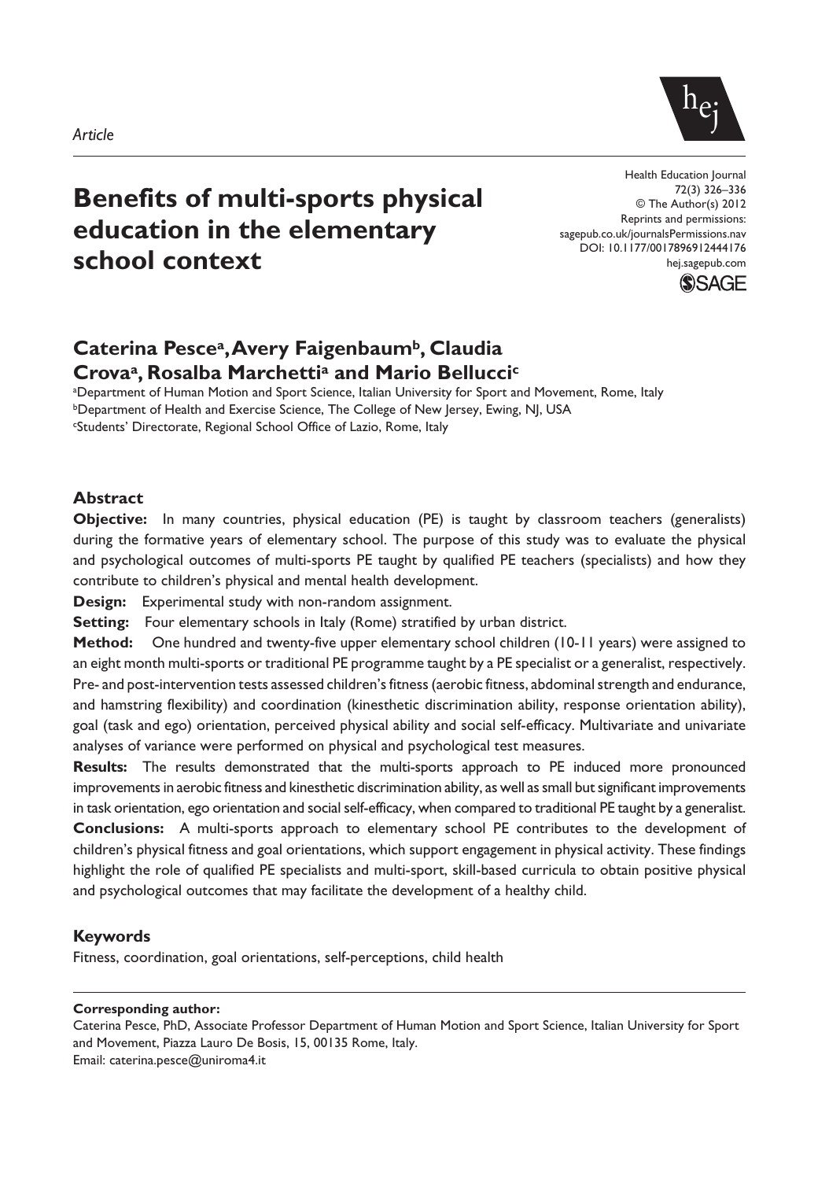*Article*

# Benefits of multi-sports physical education in the elementary school context

Health Education Journal
© The Author(s) 2012
Reprints and permissions: sagepub.co.uk/journalsPermissions.nav
DOI: 10.1177/0017896912444176
hej.sagepub.com

**Caterina Pesce[a], Avery Faigenbaum[b], Claudia Crova[a], Rosalba Marchetti[a] and Mario Bellucci[c]**

[a]Department of Human Motion and Sport Science, Italian University for Sport and Movement, Rome, Italy
[b]Department of Health and Exercise Science, The College of New Jersey, Ewing, NJ, USA
[c]Students' Directorate, Regional School Office of Lazio, Rome, Italy

## Abstract

**Objective:** In many countries, physical education (PE) is taught by classroom teachers (generalists) during the formative years of elementary school. The purpose of this study was to evaluate the physical and psychological outcomes of multi-sports PE taught by qualified PE teachers (specialists) and how they contribute to children's physical and mental health development.

**Design:** Experimental study with non-random assignment.

**Setting:** Four elementary schools in Italy (Rome) stratified by urban district.

**Method:** One hundred and twenty-five upper elementary school children (10-11 years) were assigned to an eight month multi-sports or traditional PE programme taught by a PE specialist or a generalist, respectively. Pre- and post-intervention tests assessed children's fitness (aerobic fitness, abdominal strength and endurance, and hamstring flexibility) and coordination (kinesthetic discrimination ability, response orientation ability), goal (task and ego) orientation, perceived physical ability and social self-efficacy. Multivariate and univariate analyses of variance were performed on physical and psychological test measures.

**Results:** The results demonstrated that the multi-sports approach to PE induced more pronounced improvements in aerobic fitness and kinesthetic discrimination ability, as well as small but significant improvements in task orientation, ego orientation and social self-efficacy, when compared to traditional PE taught by a generalist.

**Conclusions:** A multi-sports approach to elementary school PE contributes to the development of children's physical fitness and goal orientations, which support engagement in physical activity. These findings highlight the role of qualified PE specialists and multi-sport, skill-based curricula to obtain positive physical and psychological outcomes that may facilitate the development of a healthy child.

## Keywords

Fitness, coordination, goal orientations, self-perceptions, child health

---

**Corresponding author:**
Caterina Pesce, PhD, Associate Professor Department of Human Motion and Sport Science, Italian University for Sport and Movement, Piazza Lauro De Bosis, 15, 00135 Rome, Italy.
Email: caterina.pesce@uniroma4.it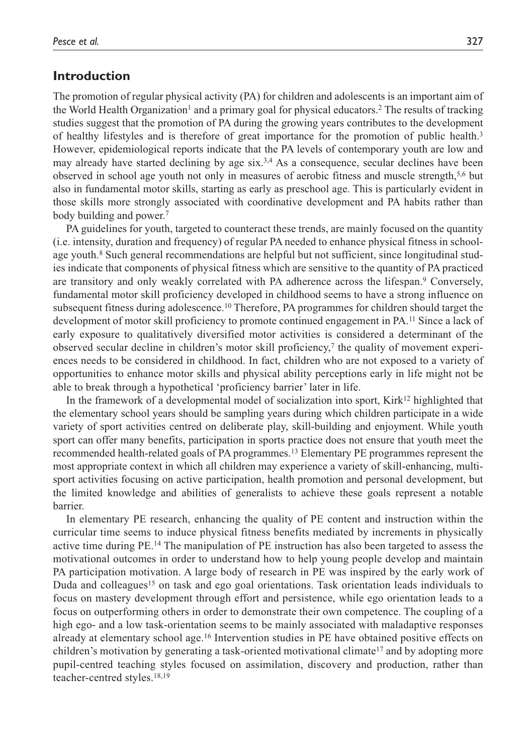## Introduction

The promotion of regular physical activity (PA) for children and adolescents is an important aim of the World Health Organization[1] and a primary goal for physical educators.[2] The results of tracking studies suggest that the promotion of PA during the growing years contributes to the development of healthy lifestyles and is therefore of great importance for the promotion of public health.[3] However, epidemiological reports indicate that the PA levels of contemporary youth are low and may already have started declining by age six.[3,4] As a consequence, secular declines have been observed in school age youth not only in measures of aerobic fitness and muscle strength,[5,6] but also in fundamental motor skills, starting as early as preschool age. This is particularly evident in those skills more strongly associated with coordinative development and PA habits rather than body building and power.[7]

PA guidelines for youth, targeted to counteract these trends, are mainly focused on the quantity (i.e. intensity, duration and frequency) of regular PA needed to enhance physical fitness in school-age youth.[8] Such general recommendations are helpful but not sufficient, since longitudinal studies indicate that components of physical fitness which are sensitive to the quantity of PA practiced are transitory and only weakly correlated with PA adherence across the lifespan.[9] Conversely, fundamental motor skill proficiency developed in childhood seems to have a strong influence on subsequent fitness during adolescence.[10] Therefore, PA programmes for children should target the development of motor skill proficiency to promote continued engagement in PA.[11] Since a lack of early exposure to qualitatively diversified motor activities is considered a determinant of the observed secular decline in children's motor skill proficiency,[7] the quality of movement experiences needs to be considered in childhood. In fact, children who are not exposed to a variety of opportunities to enhance motor skills and physical ability perceptions early in life might not be able to break through a hypothetical 'proficiency barrier' later in life.

In the framework of a developmental model of socialization into sport, Kirk[12] highlighted that the elementary school years should be sampling years during which children participate in a wide variety of sport activities centred on deliberate play, skill-building and enjoyment. While youth sport can offer many benefits, participation in sports practice does not ensure that youth meet the recommended health-related goals of PA programmes.[13] Elementary PE programmes represent the most appropriate context in which all children may experience a variety of skill-enhancing, multi-sport activities focusing on active participation, health promotion and personal development, but the limited knowledge and abilities of generalists to achieve these goals represent a notable barrier.

In elementary PE research, enhancing the quality of PE content and instruction within the curricular time seems to induce physical fitness benefits mediated by increments in physically active time during PE.[14] The manipulation of PE instruction has also been targeted to assess the motivational outcomes in order to understand how to help young people develop and maintain PA participation motivation. A large body of research in PE was inspired by the early work of Duda and colleagues[15] on task and ego goal orientations. Task orientation leads individuals to focus on mastery development through effort and persistence, while ego orientation leads to a focus on outperforming others in order to demonstrate their own competence. The coupling of a high ego- and a low task-orientation seems to be mainly associated with maladaptive responses already at elementary school age.[16] Intervention studies in PE have obtained positive effects on children's motivation by generating a task-oriented motivational climate[17] and by adopting more pupil-centred teaching styles focused on assimilation, discovery and production, rather than teacher-centred styles.[18,19]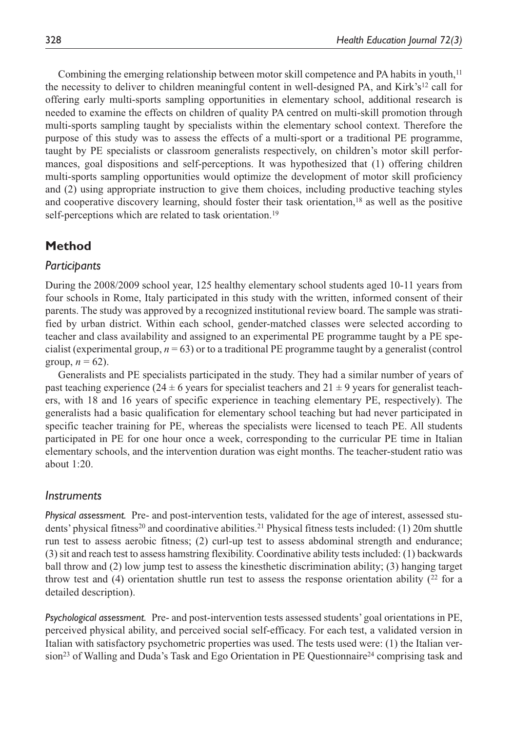Combining the emerging relationship between motor skill competence and PA habits in youth,[11] the necessity to deliver to children meaningful content in well-designed PA, and Kirk's[12] call for offering early multi-sports sampling opportunities in elementary school, additional research is needed to examine the effects on children of quality PA centred on multi-skill promotion through multi-sports sampling taught by specialists within the elementary school context. Therefore the purpose of this study was to assess the effects of a multi-sport or a traditional PE programme, taught by PE specialists or classroom generalists respectively, on children's motor skill performances, goal dispositions and self-perceptions. It was hypothesized that (1) offering children multi-sports sampling opportunities would optimize the development of motor skill proficiency and (2) using appropriate instruction to give them choices, including productive teaching styles and cooperative discovery learning, should foster their task orientation,[18] as well as the positive self-perceptions which are related to task orientation.[19]

## Method

### *Participants*

During the 2008/2009 school year, 125 healthy elementary school students aged 10-11 years from four schools in Rome, Italy participated in this study with the written, informed consent of their parents. The study was approved by a recognized institutional review board. The sample was stratified by urban district. Within each school, gender-matched classes were selected according to teacher and class availability and assigned to an experimental PE programme taught by a PE specialist (experimental group, $n = 63$) or to a traditional PE programme taught by a generalist (control group, $n = 62$).

Generalists and PE specialists participated in the study. They had a similar number of years of past teaching experience ($24 \pm 6$ years for specialist teachers and $21 \pm 9$ years for generalist teachers, with 18 and 16 years of specific experience in teaching elementary PE, respectively). The generalists had a basic qualification for elementary school teaching but had never participated in specific teacher training for PE, whereas the specialists were licensed to teach PE. All students participated in PE for one hour once a week, corresponding to the curricular PE time in Italian elementary schools, and the intervention duration was eight months. The teacher-student ratio was about 1:20.

### *Instruments*

*Physical assessment.* Pre- and post-intervention tests, validated for the age of interest, assessed students' physical fitness[20] and coordinative abilities.[21] Physical fitness tests included: (1) 20m shuttle run test to assess aerobic fitness; (2) curl-up test to assess abdominal strength and endurance; (3) sit and reach test to assess hamstring flexibility. Coordinative ability tests included: (1) backwards ball throw and (2) low jump test to assess the kinesthetic discrimination ability; (3) hanging target throw test and (4) orientation shuttle run test to assess the response orientation ability ([22] for a detailed description).

*Psychological assessment.* Pre- and post-intervention tests assessed students' goal orientations in PE, perceived physical ability, and perceived social self-efficacy. For each test, a validated version in Italian with satisfactory psychometric properties was used. The tests used were: (1) the Italian version[23] of Walling and Duda's Task and Ego Orientation in PE Questionnaire[24] comprising task and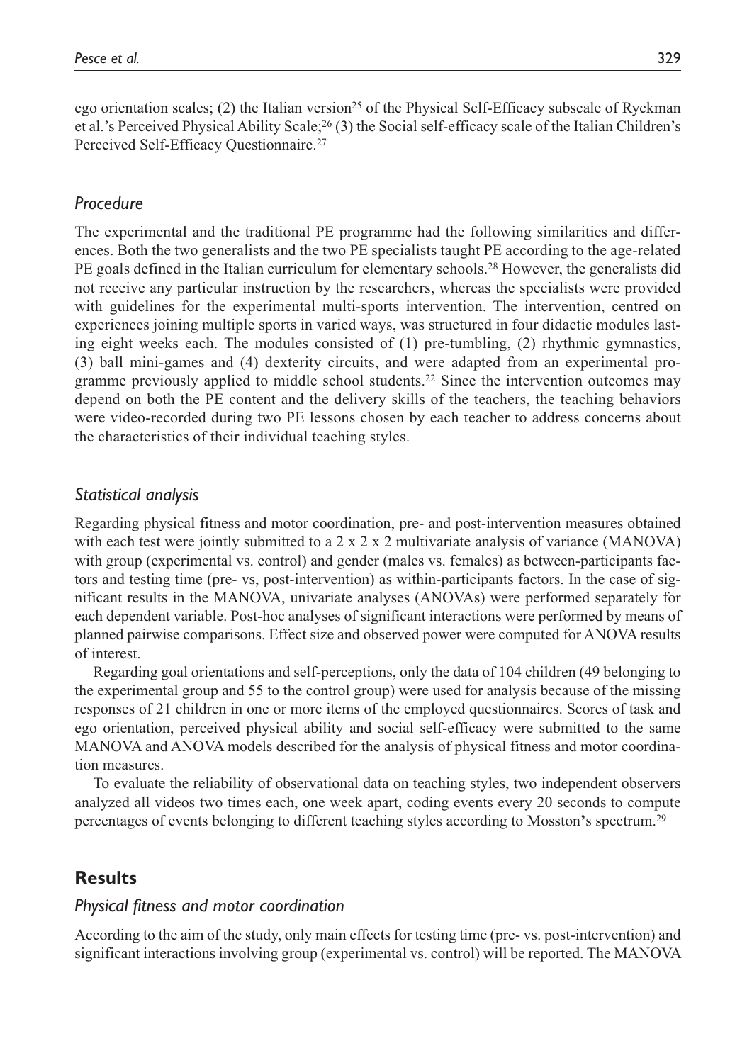ego orientation scales; (2) the Italian version[25] of the Physical Self-Efficacy subscale of Ryckman et al.'s Perceived Physical Ability Scale;[26] (3) the Social self-efficacy scale of the Italian Children's Perceived Self-Efficacy Questionnaire.[27]

### *Procedure*

The experimental and the traditional PE programme had the following similarities and differences. Both the two generalists and the two PE specialists taught PE according to the age-related PE goals defined in the Italian curriculum for elementary schools.[28] However, the generalists did not receive any particular instruction by the researchers, whereas the specialists were provided with guidelines for the experimental multi-sports intervention. The intervention, centred on experiences joining multiple sports in varied ways, was structured in four didactic modules lasting eight weeks each. The modules consisted of (1) pre-tumbling, (2) rhythmic gymnastics, (3) ball mini-games and (4) dexterity circuits, and were adapted from an experimental programme previously applied to middle school students.[22] Since the intervention outcomes may depend on both the PE content and the delivery skills of the teachers, the teaching behaviors were video-recorded during two PE lessons chosen by each teacher to address concerns about the characteristics of their individual teaching styles.

### *Statistical analysis*

Regarding physical fitness and motor coordination, pre- and post-intervention measures obtained with each test were jointly submitted to a 2 x 2 x 2 multivariate analysis of variance (MANOVA) with group (experimental vs. control) and gender (males vs. females) as between-participants factors and testing time (pre- vs, post-intervention) as within-participants factors. In the case of significant results in the MANOVA, univariate analyses (ANOVAs) were performed separately for each dependent variable. Post-hoc analyses of significant interactions were performed by means of planned pairwise comparisons. Effect size and observed power were computed for ANOVA results of interest.

Regarding goal orientations and self-perceptions, only the data of 104 children (49 belonging to the experimental group and 55 to the control group) were used for analysis because of the missing responses of 21 children in one or more items of the employed questionnaires. Scores of task and ego orientation, perceived physical ability and social self-efficacy were submitted to the same MANOVA and ANOVA models described for the analysis of physical fitness and motor coordination measures.

To evaluate the reliability of observational data on teaching styles, two independent observers analyzed all videos two times each, one week apart, coding events every 20 seconds to compute percentages of events belonging to different teaching styles according to Mosston's spectrum.[29]

## Results

### *Physical fitness and motor coordination*

According to the aim of the study, only main effects for testing time (pre- vs. post-intervention) and significant interactions involving group (experimental vs. control) will be reported. The MANOVA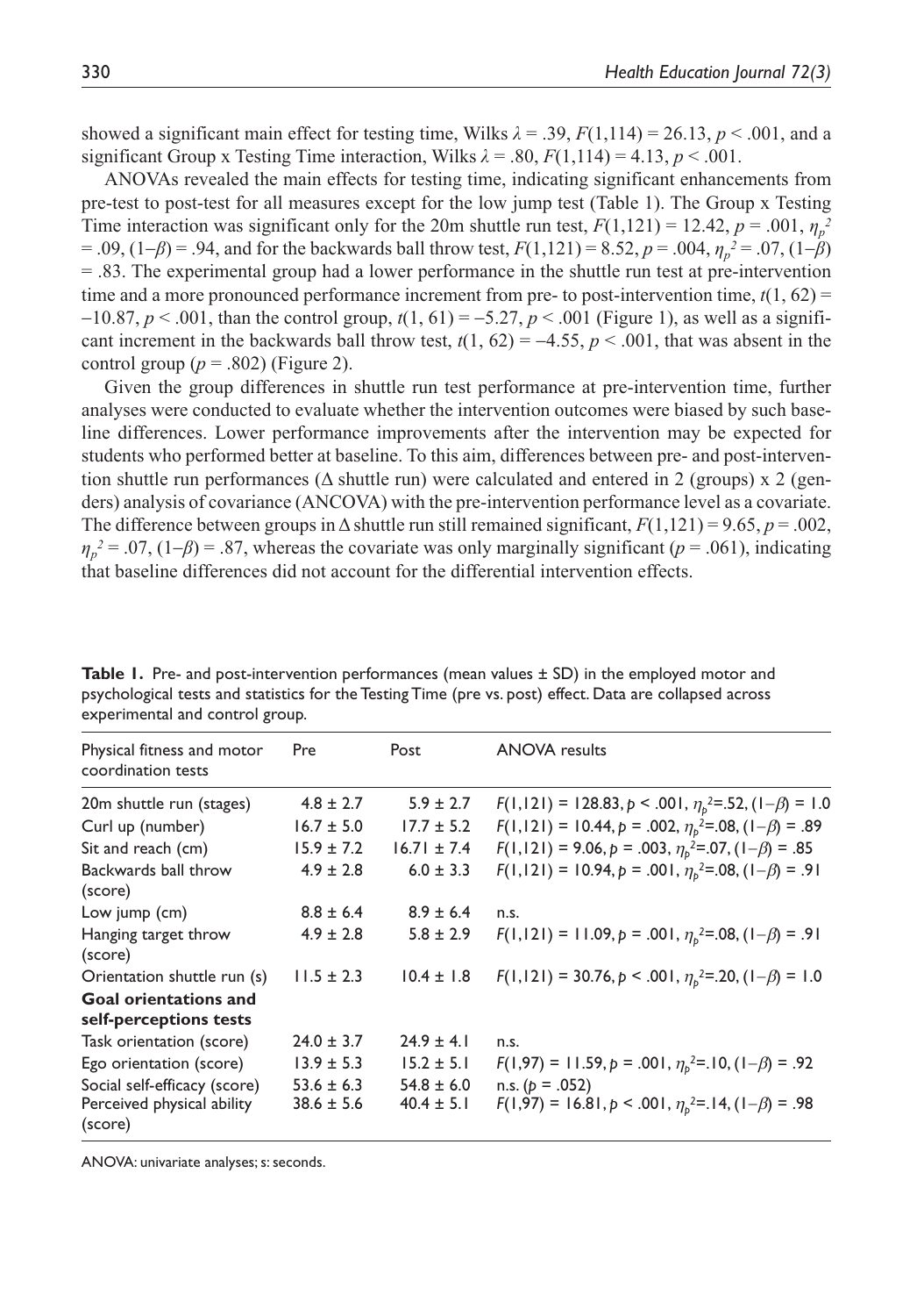showed a significant main effect for testing time, Wilks $\lambda = .39$, $F(1,114) = 26.13$, $p < .001$, and a significant Group x Testing Time interaction, Wilks $\lambda = .80$, $F(1,114) = 4.13$, $p < .001$.

ANOVAs revealed the main effects for testing time, indicating significant enhancements from pre-test to post-test for all measures except for the low jump test (Table 1). The Group x Testing Time interaction was significant only for the 20m shuttle run test, $F(1,121) = 12.42$, $p = .001$, $\eta_p^2 = .09$, $(1-\beta) = .94$, and for the backwards ball throw test, $F(1,121) = 8.52$, $p = .004$, $\eta_p^2 = .07$, $(1-\beta) = .83$. The experimental group had a lower performance in the shuttle run test at pre-intervention time and a more pronounced performance increment from pre- to post-intervention time, $t(1, 62) = -10.87$, $p < .001$, than the control group, $t(1, 61) = -5.27$, $p < .001$ (Figure 1), as well as a significant increment in the backwards ball throw test, $t(1, 62) = -4.55$, $p < .001$, that was absent in the control group ($p = .802$) (Figure 2).

Given the group differences in shuttle run test performance at pre-intervention time, further analyses were conducted to evaluate whether the intervention outcomes were biased by such baseline differences. Lower performance improvements after the intervention may be expected for students who performed better at baseline. To this aim, differences between pre- and post-intervention shuttle run performances ($\Delta$ shuttle run) were calculated and entered in 2 (groups) x 2 (genders) analysis of covariance (ANCOVA) with the pre-intervention performance level as a covariate. The difference between groups in $\Delta$ shuttle run still remained significant, $F(1,121) = 9.65$, $p = .002$, $\eta_p^2 = .07$, $(1-\beta) = .87$, whereas the covariate was only marginally significant ($p = .061$), indicating that baseline differences did not account for the differential intervention effects.

**Table 1.** Pre- and post-intervention performances (mean values ± SD) in the employed motor and psychological tests and statistics for the Testing Time (pre vs. post) effect. Data are collapsed across experimental and control group.

| Physical fitness and motor coordination tests | Pre | Post | ANOVA results |
|---|---|---|---|
| 20m shuttle run (stages) | 4.8 ± 2.7 | 5.9 ± 2.7 | $F(1,121) = 128.83$, $p < .001$, $\eta_p^2 = .52$, $(1-\beta) = 1.0$ |
| Curl up (number) | 16.7 ± 5.0 | 17.7 ± 5.2 | $F(1,121) = 10.44$, $p = .002$, $\eta_p^2 = .08$, $(1-\beta) = .89$ |
| Sit and reach (cm) | 15.9 ± 7.2 | 16.71 ± 7.4 | $F(1,121) = 9.06$, $p = .003$, $\eta_p^2 = .07$, $(1-\beta) = .85$ |
| Backwards ball throw (score) | 4.9 ± 2.8 | 6.0 ± 3.3 | $F(1,121) = 10.94$, $p = .001$, $\eta_p^2 = .08$, $(1-\beta) = .91$ |
| Low jump (cm) | 8.8 ± 6.4 | 8.9 ± 6.4 | n.s. |
| Hanging target throw (score) | 4.9 ± 2.8 | 5.8 ± 2.9 | $F(1,121) = 11.09$, $p = .001$, $\eta_p^2 = .08$, $(1-\beta) = .91$ |
| Orientation shuttle run (s) | 11.5 ± 2.3 | 10.4 ± 1.8 | $F(1,121) = 30.76$, $p < .001$, $\eta_p^2 = .20$, $(1-\beta) = 1.0$ |
| **Goal orientations and self-perceptions tests** | | | |
| Task orientation (score) | 24.0 ± 3.7 | 24.9 ± 4.1 | n.s. |
| Ego orientation (score) | 13.9 ± 5.3 | 15.2 ± 5.1 | $F(1,97) = 11.59$, $p = .001$, $\eta_p^2 = .10$, $(1-\beta) = .92$ |
| Social self-efficacy (score) | 53.6 ± 6.3 | 54.8 ± 6.0 | n.s. ($p = .052$) |
| Perceived physical ability (score) | 38.6 ± 5.6 | 40.4 ± 5.1 | $F(1,97) = 16.81$, $p < .001$, $\eta_p^2 = .14$, $(1-\beta) = .98$ |

ANOVA: univariate analyses; s: seconds.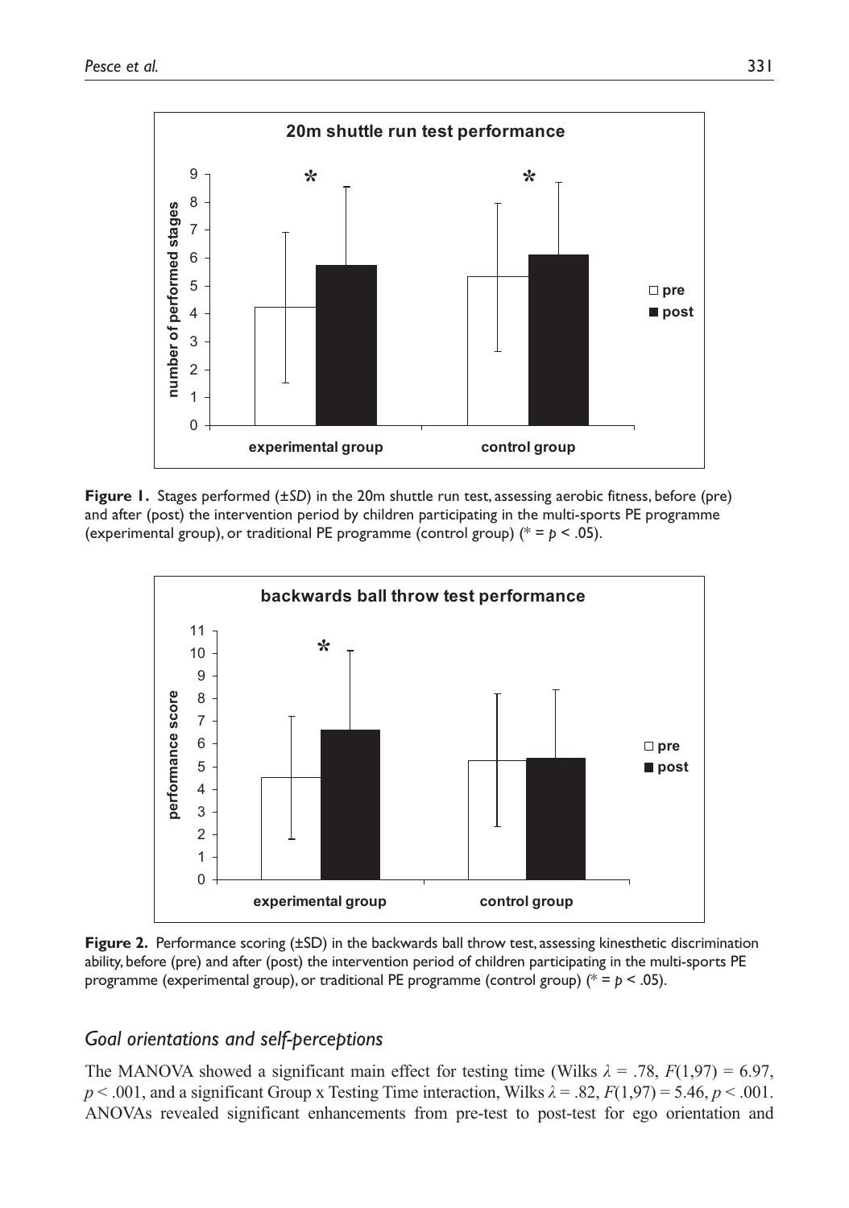**Figure 1.** Stages performed (±*SD*) in the 20m shuttle run test, assessing aerobic fitness, before (pre) and after (post) the intervention period by children participating in the multi-sports PE programme (experimental group), or traditional PE programme (control group) (* = $p < .05$).

**Figure 2.** Performance scoring (±SD) in the backwards ball throw test, assessing kinesthetic discrimination ability, before (pre) and after (post) the intervention period of children participating in the multi-sports PE programme (experimental group), or traditional PE programme (control group) (* = $p < .05$).

## *Goal orientations and self-perceptions*

The MANOVA showed a significant main effect for testing time (Wilks $\lambda = .78$, $F(1,97) = 6.97$, $p < .001$, and a significant Group x Testing Time interaction, Wilks $\lambda = .82$, $F(1,97) = 5.46$, $p < .001$. ANOVAs revealed significant enhancements from pre-test to post-test for ego orientation and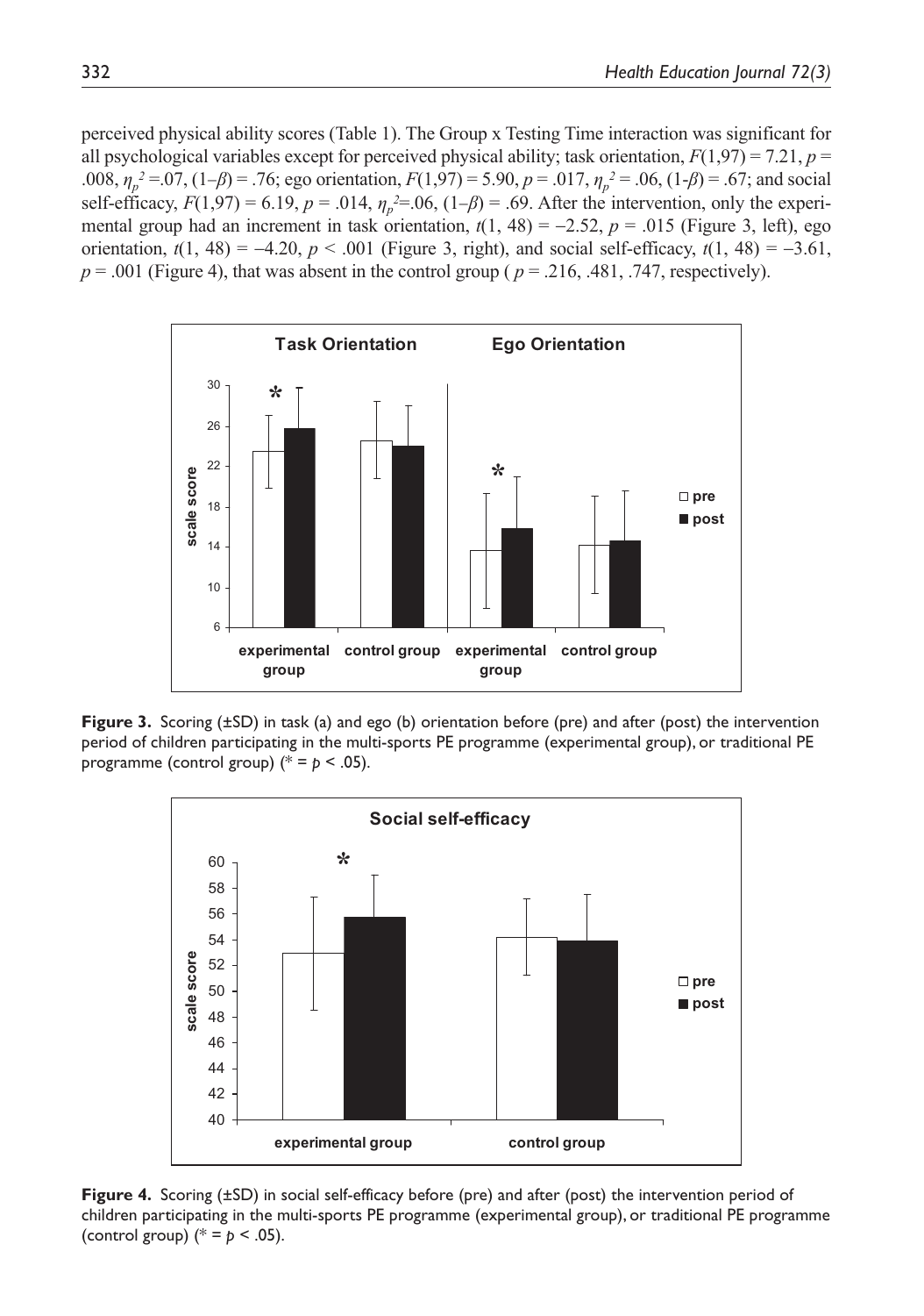perceived physical ability scores (Table 1). The Group x Testing Time interaction was significant for all psychological variables except for perceived physical ability; task orientation, $F(1,97) = 7.21$, $p = .008$, $\eta_p^2 = .07$, $(1–\beta) = .76$; ego orientation, $F(1,97) = 5.90$, $p = .017$, $\eta_p^2 = .06$, $(1-\beta) = .67$; and social self-efficacy, $F(1,97) = 6.19$, $p = .014$, $\eta_p^2 = .06$, $(1–\beta) = .69$. After the intervention, only the experimental group had an increment in task orientation, $t(1, 48) = –2.52$, $p = .015$ (Figure 3, left), ego orientation, $t(1, 48) = –4.20$, $p < .001$ (Figure 3, right), and social self-efficacy, $t(1, 48) = –3.61$, $p = .001$ (Figure 4), that was absent in the control group ( $p = .216, .481, .747$, respectively).

**Figure 3.** Scoring (±SD) in task (a) and ego (b) orientation before (pre) and after (post) the intervention period of children participating in the multi-sports PE programme (experimental group), or traditional PE programme (control group) (* = $p < .05$).

**Figure 4.** Scoring (±SD) in social self-efficacy before (pre) and after (post) the intervention period of children participating in the multi-sports PE programme (experimental group), or traditional PE programme (control group) (* = $p < .05$).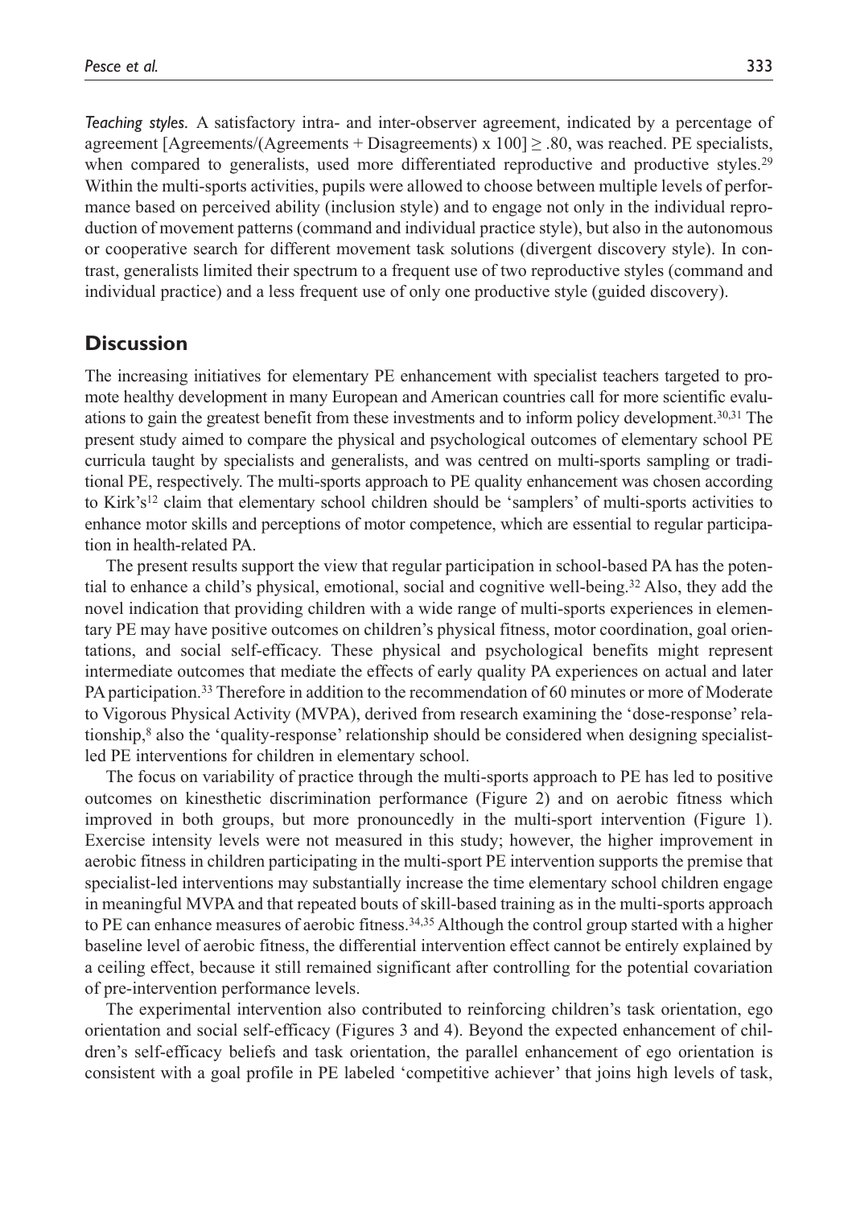*Teaching styles.* A satisfactory intra- and inter-observer agreement, indicated by a percentage of agreement [Agreements/(Agreements + Disagreements) x 100] ≥ .80, was reached. PE specialists, when compared to generalists, used more differentiated reproductive and productive styles.[29] Within the multi-sports activities, pupils were allowed to choose between multiple levels of performance based on perceived ability (inclusion style) and to engage not only in the individual reproduction of movement patterns (command and individual practice style), but also in the autonomous or cooperative search for different movement task solutions (divergent discovery style). In contrast, generalists limited their spectrum to a frequent use of two reproductive styles (command and individual practice) and a less frequent use of only one productive style (guided discovery).

## Discussion

The increasing initiatives for elementary PE enhancement with specialist teachers targeted to promote healthy development in many European and American countries call for more scientific evaluations to gain the greatest benefit from these investments and to inform policy development.[30,31] The present study aimed to compare the physical and psychological outcomes of elementary school PE curricula taught by specialists and generalists, and was centred on multi-sports sampling or traditional PE, respectively. The multi-sports approach to PE quality enhancement was chosen according to Kirk's[12] claim that elementary school children should be 'samplers' of multi-sports activities to enhance motor skills and perceptions of motor competence, which are essential to regular participation in health-related PA.

The present results support the view that regular participation in school-based PA has the potential to enhance a child's physical, emotional, social and cognitive well-being.[32] Also, they add the novel indication that providing children with a wide range of multi-sports experiences in elementary PE may have positive outcomes on children's physical fitness, motor coordination, goal orientations, and social self-efficacy. These physical and psychological benefits might represent intermediate outcomes that mediate the effects of early quality PA experiences on actual and later PA participation.[33] Therefore in addition to the recommendation of 60 minutes or more of Moderate to Vigorous Physical Activity (MVPA), derived from research examining the 'dose-response' relationship,[8] also the 'quality-response' relationship should be considered when designing specialist-led PE interventions for children in elementary school.

The focus on variability of practice through the multi-sports approach to PE has led to positive outcomes on kinesthetic discrimination performance (Figure 2) and on aerobic fitness which improved in both groups, but more pronouncedly in the multi-sport intervention (Figure 1). Exercise intensity levels were not measured in this study; however, the higher improvement in aerobic fitness in children participating in the multi-sport PE intervention supports the premise that specialist-led interventions may substantially increase the time elementary school children engage in meaningful MVPA and that repeated bouts of skill-based training as in the multi-sports approach to PE can enhance measures of aerobic fitness.[34,35] Although the control group started with a higher baseline level of aerobic fitness, the differential intervention effect cannot be entirely explained by a ceiling effect, because it still remained significant after controlling for the potential covariation of pre-intervention performance levels.

The experimental intervention also contributed to reinforcing children's task orientation, ego orientation and social self-efficacy (Figures 3 and 4). Beyond the expected enhancement of children's self-efficacy beliefs and task orientation, the parallel enhancement of ego orientation is consistent with a goal profile in PE labeled 'competitive achiever' that joins high levels of task,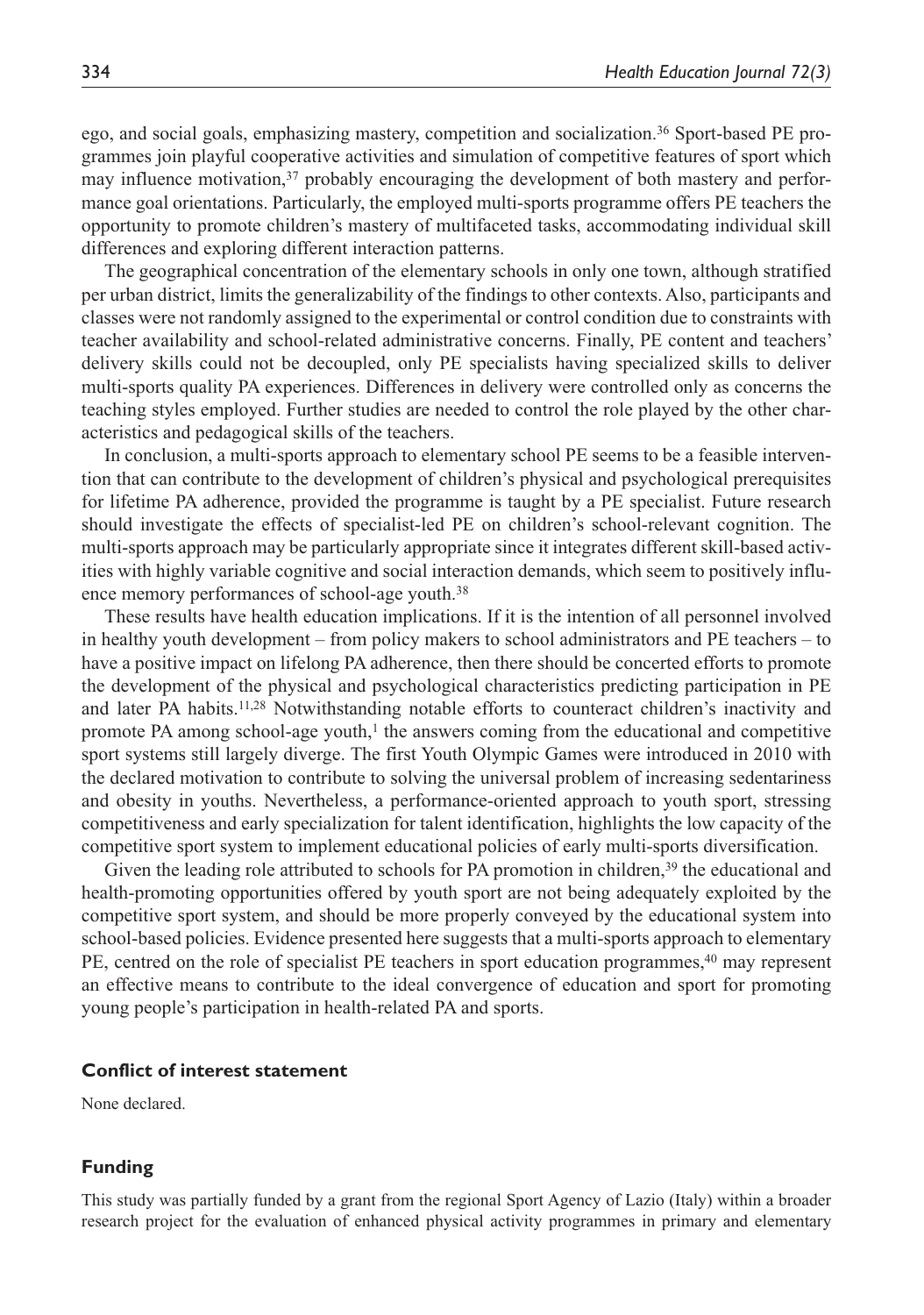ego, and social goals, emphasizing mastery, competition and socialization.[36] Sport-based PE programmes join playful cooperative activities and simulation of competitive features of sport which may influence motivation,[37] probably encouraging the development of both mastery and performance goal orientations. Particularly, the employed multi-sports programme offers PE teachers the opportunity to promote children's mastery of multifaceted tasks, accommodating individual skill differences and exploring different interaction patterns.

The geographical concentration of the elementary schools in only one town, although stratified per urban district, limits the generalizability of the findings to other contexts. Also, participants and classes were not randomly assigned to the experimental or control condition due to constraints with teacher availability and school-related administrative concerns. Finally, PE content and teachers' delivery skills could not be decoupled, only PE specialists having specialized skills to deliver multi-sports quality PA experiences. Differences in delivery were controlled only as concerns the teaching styles employed. Further studies are needed to control the role played by the other characteristics and pedagogical skills of the teachers.

In conclusion, a multi-sports approach to elementary school PE seems to be a feasible intervention that can contribute to the development of children's physical and psychological prerequisites for lifetime PA adherence, provided the programme is taught by a PE specialist. Future research should investigate the effects of specialist-led PE on children's school-relevant cognition. The multi-sports approach may be particularly appropriate since it integrates different skill-based activities with highly variable cognitive and social interaction demands, which seem to positively influence memory performances of school-age youth.[38]

These results have health education implications. If it is the intention of all personnel involved in healthy youth development – from policy makers to school administrators and PE teachers – to have a positive impact on lifelong PA adherence, then there should be concerted efforts to promote the development of the physical and psychological characteristics predicting participation in PE and later PA habits.[11,28] Notwithstanding notable efforts to counteract children's inactivity and promote PA among school-age youth,[1] the answers coming from the educational and competitive sport systems still largely diverge. The first Youth Olympic Games were introduced in 2010 with the declared motivation to contribute to solving the universal problem of increasing sedentariness and obesity in youths. Nevertheless, a performance-oriented approach to youth sport, stressing competitiveness and early specialization for talent identification, highlights the low capacity of the competitive sport system to implement educational policies of early multi-sports diversification.

Given the leading role attributed to schools for PA promotion in children,[39] the educational and health-promoting opportunities offered by youth sport are not being adequately exploited by the competitive sport system, and should be more properly conveyed by the educational system into school-based policies. Evidence presented here suggests that a multi-sports approach to elementary PE, centred on the role of specialist PE teachers in sport education programmes,[40] may represent an effective means to contribute to the ideal convergence of education and sport for promoting young people's participation in health-related PA and sports.

## Conflict of interest statement

None declared.

## Funding

This study was partially funded by a grant from the regional Sport Agency of Lazio (Italy) within a broader research project for the evaluation of enhanced physical activity programmes in primary and elementary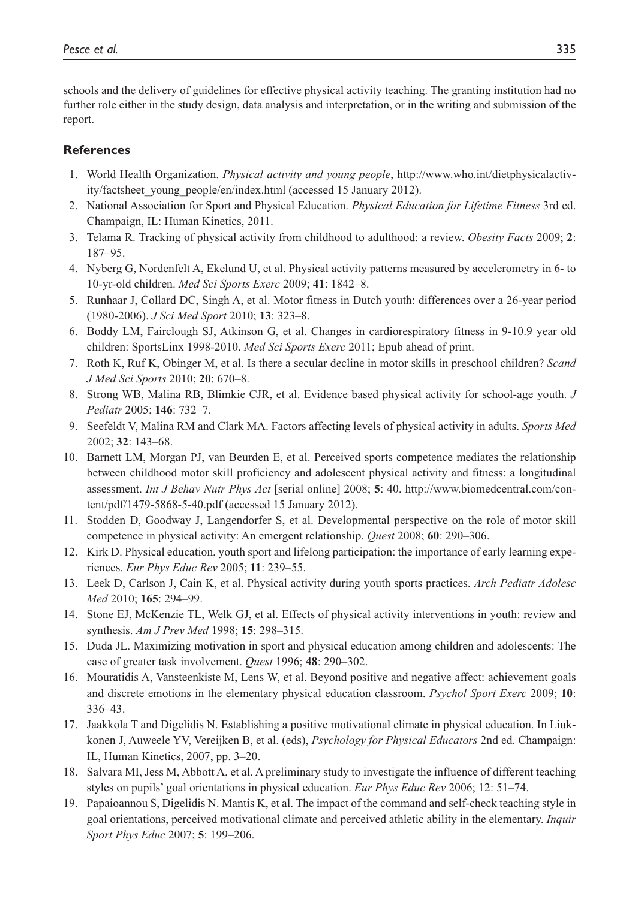schools and the delivery of guidelines for effective physical activity teaching. The granting institution had no further role either in the study design, data analysis and interpretation, or in the writing and submission of the report.

## References

1. World Health Organization. *Physical activity and young people*, http://www.who.int/dietphysicalactivity/factsheet_young_people/en/index.html (accessed 15 January 2012).
2. National Association for Sport and Physical Education. *Physical Education for Lifetime Fitness* 3rd ed. Champaign, IL: Human Kinetics, 2011.
3. Telama R. Tracking of physical activity from childhood to adulthood: a review. *Obesity Facts* 2009; **2**: 187–95.
4. Nyberg G, Nordenfelt A, Ekelund U, et al. Physical activity patterns measured by accelerometry in 6- to 10-yr-old children. *Med Sci Sports Exerc* 2009; **41**: 1842–8.
5. Runhaar J, Collard DC, Singh A, et al. Motor fitness in Dutch youth: differences over a 26-year period (1980-2006). *J Sci Med Sport* 2010; **13**: 323–8.
6. Boddy LM, Fairclough SJ, Atkinson G, et al. Changes in cardiorespiratory fitness in 9-10.9 year old children: SportsLinx 1998-2010. *Med Sci Sports Exerc* 2011; Epub ahead of print.
7. Roth K, Ruf K, Obinger M, et al. Is there a secular decline in motor skills in preschool children? *Scand J Med Sci Sports* 2010; **20**: 670–8.
8. Strong WB, Malina RB, Blimkie CJR, et al. Evidence based physical activity for school-age youth. *J Pediatr* 2005; **146**: 732–7.
9. Seefeldt V, Malina RM and Clark MA. Factors affecting levels of physical activity in adults. *Sports Med* 2002; **32**: 143–68.
10. Barnett LM, Morgan PJ, van Beurden E, et al. Perceived sports competence mediates the relationship between childhood motor skill proficiency and adolescent physical activity and fitness: a longitudinal assessment. *Int J Behav Nutr Phys Act* [serial online] 2008; **5**: 40. http://www.biomedcentral.com/content/pdf/1479-5868-5-40.pdf (accessed 15 January 2012).
11. Stodden D, Goodway J, Langendorfer S, et al. Developmental perspective on the role of motor skill competence in physical activity: An emergent relationship. *Quest* 2008; **60**: 290–306.
12. Kirk D. Physical education, youth sport and lifelong participation: the importance of early learning experiences. *Eur Phys Educ Rev* 2005; **11**: 239–55.
13. Leek D, Carlson J, Cain K, et al. Physical activity during youth sports practices. *Arch Pediatr Adolesc Med* 2010; **165**: 294–99.
14. Stone EJ, McKenzie TL, Welk GJ, et al. Effects of physical activity interventions in youth: review and synthesis. *Am J Prev Med* 1998; **15**: 298–315.
15. Duda JL. Maximizing motivation in sport and physical education among children and adolescents: The case of greater task involvement. *Quest* 1996; **48**: 290–302.
16. Mouratidis A, Vansteenkiste M, Lens W, et al. Beyond positive and negative affect: achievement goals and discrete emotions in the elementary physical education classroom. *Psychol Sport Exerc* 2009; **10**: 336–43.
17. Jaakkola T and Digelidis N. Establishing a positive motivational climate in physical education. In Liukkonen J, Auweele YV, Vereijken B, et al. (eds), *Psychology for Physical Educators* 2nd ed. Champaign: IL, Human Kinetics, 2007, pp. 3–20.
18. Salvara MI, Jess M, Abbott A, et al. A preliminary study to investigate the influence of different teaching styles on pupils' goal orientations in physical education. *Eur Phys Educ Rev* 2006; 12: 51–74.
19. Papaioannou S, Digelidis N. Mantis K, et al. The impact of the command and self-check teaching style in goal orientations, perceived motivational climate and perceived athletic ability in the elementary. *Inquir Sport Phys Educ* 2007; **5**: 199–206.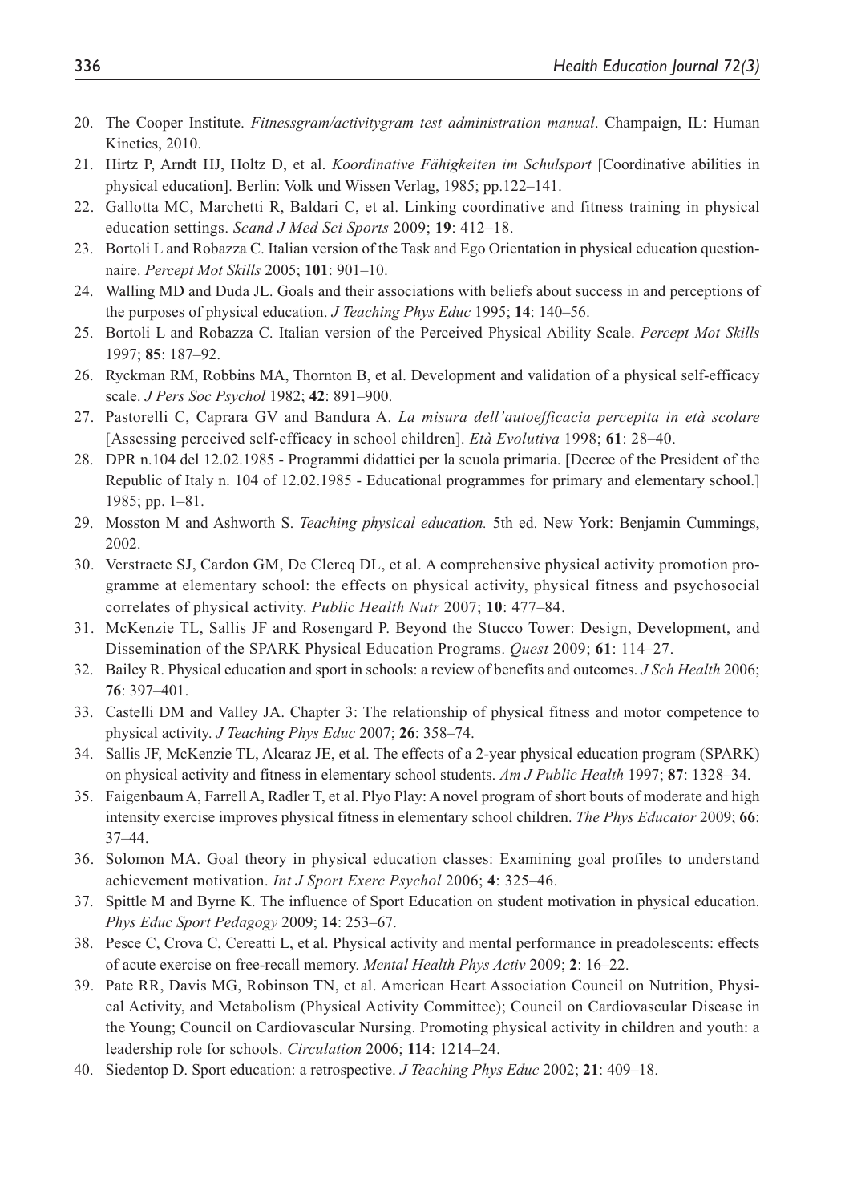20. The Cooper Institute. *Fitnessgram/activitygram test administration manual*. Champaign, IL: Human Kinetics, 2010.
21. Hirtz P, Arndt HJ, Holtz D, et al. *Koordinative Fähigkeiten im Schulsport* [Coordinative abilities in physical education]. Berlin: Volk und Wissen Verlag, 1985; pp.122–141.
22. Gallotta MC, Marchetti R, Baldari C, et al. Linking coordinative and fitness training in physical education settings. *Scand J Med Sci Sports* 2009; **19**: 412–18.
23. Bortoli L and Robazza C. Italian version of the Task and Ego Orientation in physical education questionnaire. *Percept Mot Skills* 2005; **101**: 901–10.
24. Walling MD and Duda JL. Goals and their associations with beliefs about success in and perceptions of the purposes of physical education. *J Teaching Phys Educ* 1995; **14**: 140–56.
25. Bortoli L and Robazza C. Italian version of the Perceived Physical Ability Scale. *Percept Mot Skills* 1997; **85**: 187–92.
26. Ryckman RM, Robbins MA, Thornton B, et al. Development and validation of a physical self-efficacy scale. *J Pers Soc Psychol* 1982; **42**: 891–900.
27. Pastorelli C, Caprara GV and Bandura A. *La misura dell'autoefficacia percepita in età scolare* [Assessing perceived self-efficacy in school children]. *Età Evolutiva* 1998; **61**: 28–40.
28. DPR n.104 del 12.02.1985 - Programmi didattici per la scuola primaria. [Decree of the President of the Republic of Italy n. 104 of 12.02.1985 - Educational programmes for primary and elementary school.] 1985; pp. 1–81.
29. Mosston M and Ashworth S. *Teaching physical education.* 5th ed. New York: Benjamin Cummings, 2002.
30. Verstraete SJ, Cardon GM, De Clercq DL, et al. A comprehensive physical activity promotion programme at elementary school: the effects on physical activity, physical fitness and psychosocial correlates of physical activity. *Public Health Nutr* 2007; **10**: 477–84.
31. McKenzie TL, Sallis JF and Rosengard P. Beyond the Stucco Tower: Design, Development, and Dissemination of the SPARK Physical Education Programs. *Quest* 2009; **61**: 114–27.
32. Bailey R. Physical education and sport in schools: a review of benefits and outcomes. *J Sch Health* 2006; **76**: 397–401.
33. Castelli DM and Valley JA. Chapter 3: The relationship of physical fitness and motor competence to physical activity. *J Teaching Phys Educ* 2007; **26**: 358–74.
34. Sallis JF, McKenzie TL, Alcaraz JE, et al. The effects of a 2-year physical education program (SPARK) on physical activity and fitness in elementary school students. *Am J Public Health* 1997; **87**: 1328–34.
35. Faigenbaum A, Farrell A, Radler T, et al. Plyo Play: A novel program of short bouts of moderate and high intensity exercise improves physical fitness in elementary school children. *The Phys Educator* 2009; **66**: 37–44.
36. Solomon MA. Goal theory in physical education classes: Examining goal profiles to understand achievement motivation. *Int J Sport Exerc Psychol* 2006; **4**: 325–46.
37. Spittle M and Byrne K. The influence of Sport Education on student motivation in physical education. *Phys Educ Sport Pedagogy* 2009; **14**: 253–67.
38. Pesce C, Crova C, Cereatti L, et al. Physical activity and mental performance in preadolescents: effects of acute exercise on free-recall memory. *Mental Health Phys Activ* 2009; **2**: 16–22.
39. Pate RR, Davis MG, Robinson TN, et al. American Heart Association Council on Nutrition, Physical Activity, and Metabolism (Physical Activity Committee); Council on Cardiovascular Disease in the Young; Council on Cardiovascular Nursing. Promoting physical activity in children and youth: a leadership role for schools. *Circulation* 2006; **114**: 1214–24.
40. Siedentop D. Sport education: a retrospective. *J Teaching Phys Educ* 2002; **21**: 409–18.